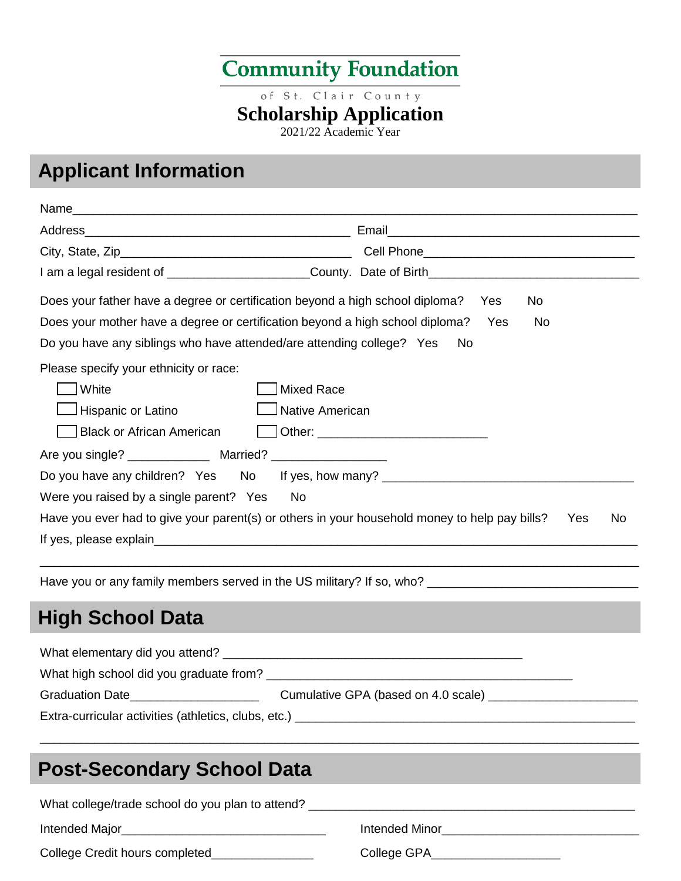# Community Foundation

of St. Clair County

## Scholarship Application

2021/22 Academic Year

## Applicant Information

Name_______________________________________________________________________________

Address_________________________________________ Email_____________________________________

City, State, Zip___________________________________ Cell Phone_______________________________

I am a legal resident of ____________________County. Date of Birth_______________________________

Does your father have a degree or certification beyond a high school diploma? Yes No

Does your mother have a degree or certification beyond a high school diploma? Yes No

Do you have any siblings who have attended/are attending college? Yes No

Please specify your ethnicity or race:

- ☐ White
- ☐ Hispanic or Latino
- ☐ Black or African American
- ☐ Mixed Race
- ☐ Native American
- ☐ Other: ________________________

Are you single? ____________ Married? ________________

Do you have any children? Yes No If yes, how many? ____________________________________

Were you raised by a single parent? Yes No

Have you ever had to give your parent(s) or others in your household money to help pay bills? Yes No

If yes, please explain__________________________________________________________________

___________________________________________________________________________________

Have you or any family members served in the US military? If so, who? ______________________________

## High School Data

What elementary did you attend? ____________________________________________

What high school did you graduate from? ____________________________________________

Graduation Date___________________ Cumulative GPA (based on 4.0 scale) _____________________

Extra-curricular activities (athletics, clubs, etc.) ___________________________________________________

___________________________________________________________________________________

## Post-Secondary School Data

What college/trade school do you plan to attend? ____________________________________________

Intended Major______________________________ Intended Minor_____________________________

College Credit hours completed_______________ College GPA___________________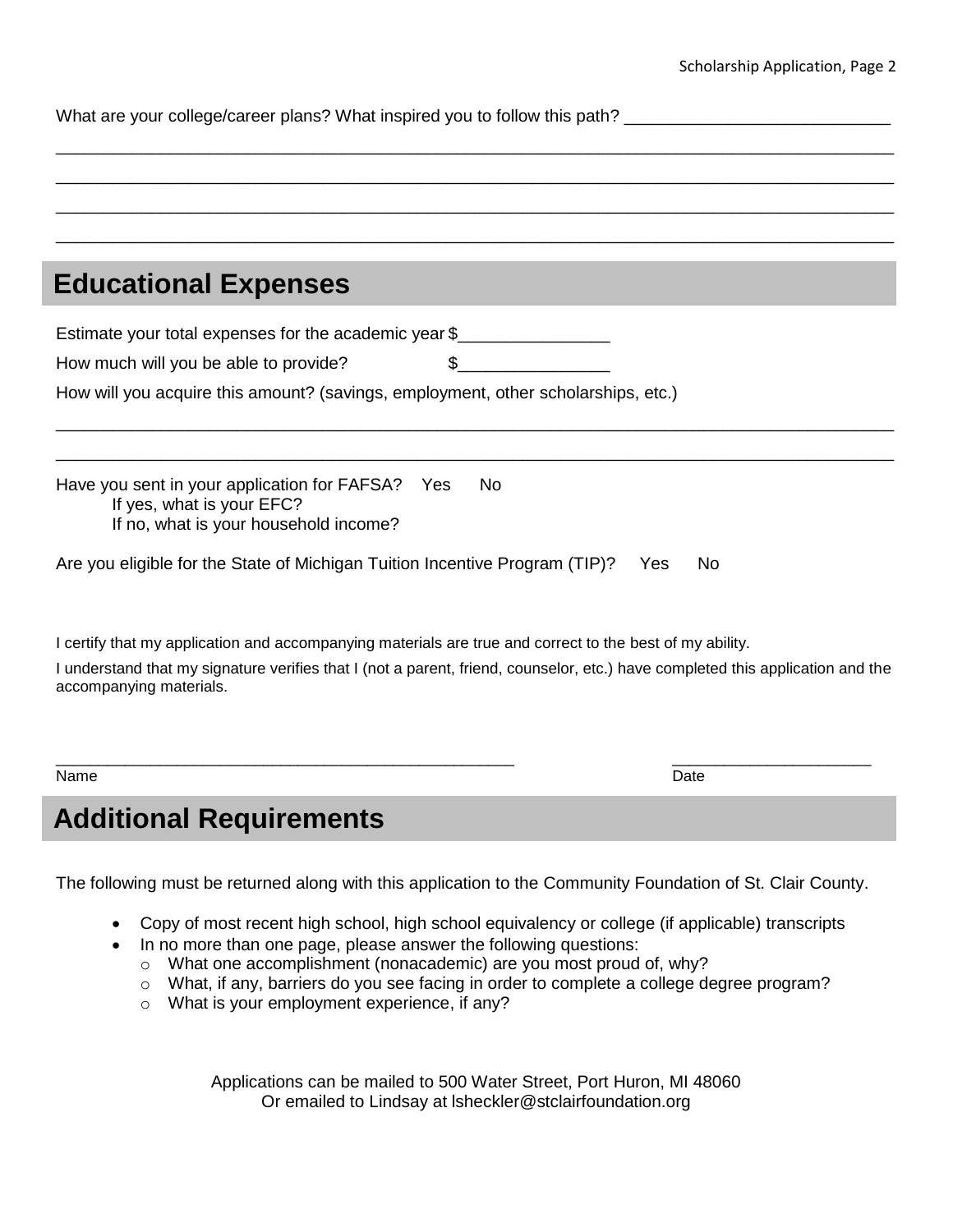What are your college/career plans? What inspired you to follow this path? ___________________________

_______________________________________________________________________________________

_______________________________________________________________________________________

_______________________________________________________________________________________

_______________________________________________________________________________________

## Educational Expenses

Estimate your total expenses for the academic year $________________

How much will you be able to provide? $________________

How will you acquire this amount? (savings, employment, other scholarships, etc.)

_______________________________________________________________________________________

_______________________________________________________________________________________

Have you sent in your application for FAFSA? Yes No

If yes, what is your EFC?

If no, what is your household income?

Are you eligible for the State of Michigan Tuition Incentive Program (TIP)? Yes No

I certify that my application and accompanying materials are true and correct to the best of my ability.

I understand that my signature verifies that I (not a parent, friend, counselor, etc.) have completed this application and the accompanying materials.

___________________________________________________ ______________________

Name Date

## Additional Requirements

The following must be returned along with this application to the Community Foundation of St. Clair County.

- Copy of most recent high school, high school equivalency or college (if applicable) transcripts
- In no more than one page, please answer the following questions:
  - What one accomplishment (nonacademic) are you most proud of, why?
  - What, if any, barriers do you see facing in order to complete a college degree program?
  - What is your employment experience, if any?

Applications can be mailed to 500 Water Street, Port Huron, MI 48060
Or emailed to Lindsay at lsheckler@stclairfoundation.org